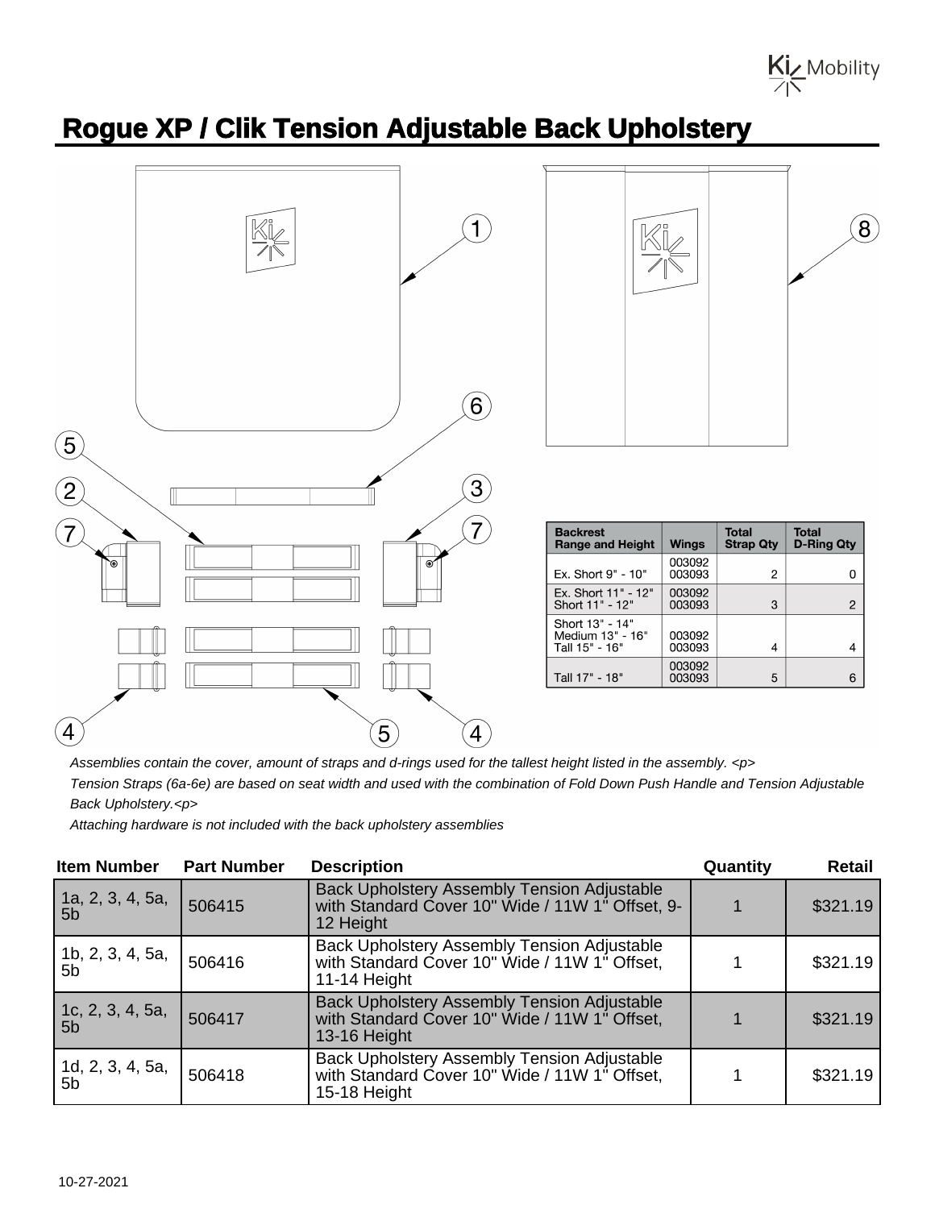# Rogue XP / Clik Tension Adjustable Back Upholstery

| Backrest Range and Height | Wings | Total Strap Qty | Total D-Ring Qty |
|---|---|---|---|
| Ex. Short 9" - 10" | 003092 003093 | 2 | 0 |
| Ex. Short 11" - 12" Short 11" - 12" | 003092 003093 | 3 | 2 |
| Short 13" - 14" Medium 13" - 16" Tall 15" - 16" | 003092 003093 | 4 | 4 |
| Tall 17" - 18" | 003092 003093 | 5 | 6 |

*Assemblies contain the cover, amount of straps and d-rings used for the tallest height listed in the assembly. <p>*

*Tension Straps (6a-6e) are based on seat width and used with the combination of Fold Down Push Handle and Tension Adjustable Back Upholstery.<p>*

*Attaching hardware is not included with the back upholstery assemblies*

| Item Number | Part Number | Description | Quantity | Retail |
|---|---|---|---|---|
| 1a, 2, 3, 4, 5a, 5b | 506415 | Back Upholstery Assembly Tension Adjustable with Standard Cover 10" Wide / 11W 1" Offset, 9-12 Height | 1 | $321.19 |
| 1b, 2, 3, 4, 5a, 5b | 506416 | Back Upholstery Assembly Tension Adjustable with Standard Cover 10" Wide / 11W 1" Offset, 11-14 Height | 1 | $321.19 |
| 1c, 2, 3, 4, 5a, 5b | 506417 | Back Upholstery Assembly Tension Adjustable with Standard Cover 10" Wide / 11W 1" Offset, 13-16 Height | 1 | $321.19 |
| 1d, 2, 3, 4, 5a, 5b | 506418 | Back Upholstery Assembly Tension Adjustable with Standard Cover 10" Wide / 11W 1" Offset, 15-18 Height | 1 | $321.19 |

10-27-2021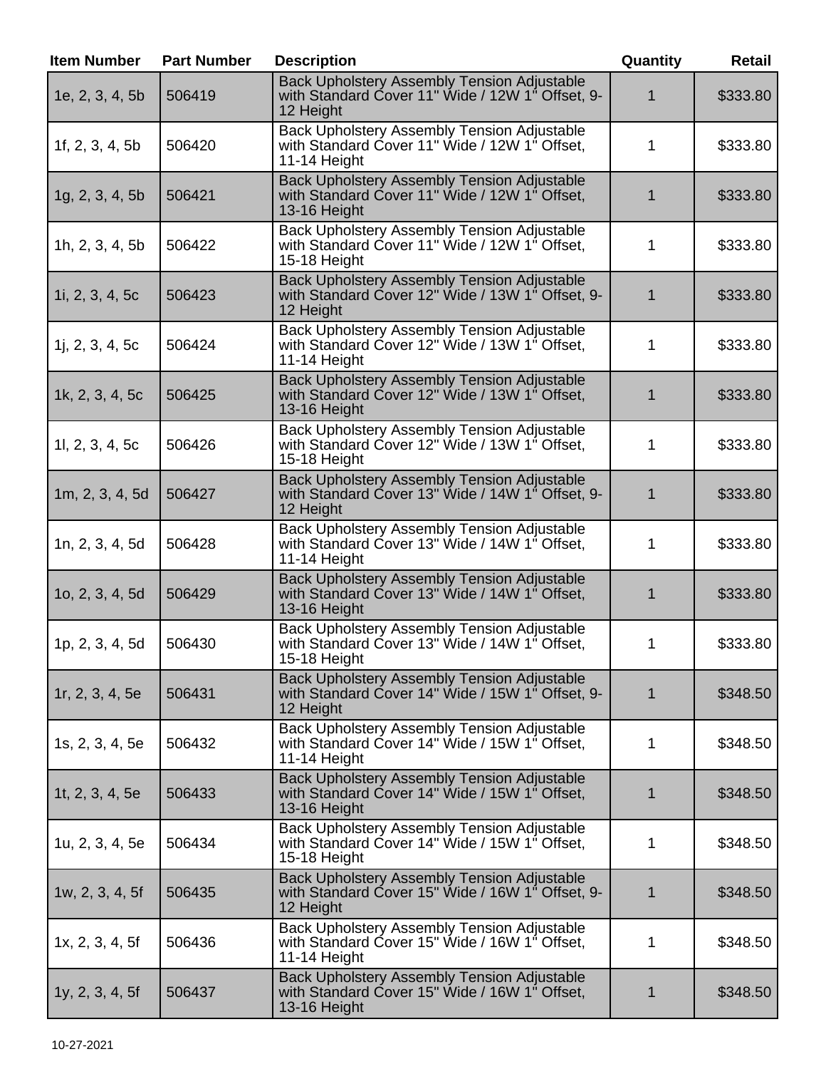| Item Number | Part Number | Description | Quantity | Retail |
| --- | --- | --- | --- | --- |
| 1e, 2, 3, 4, 5b | 506419 | Back Upholstery Assembly Tension Adjustable with Standard Cover 11" Wide / 12W 1" Offset, 9-12 Height | 1 | $333.80 |
| 1f, 2, 3, 4, 5b | 506420 | Back Upholstery Assembly Tension Adjustable with Standard Cover 11" Wide / 12W 1" Offset, 11-14 Height | 1 | $333.80 |
| 1g, 2, 3, 4, 5b | 506421 | Back Upholstery Assembly Tension Adjustable with Standard Cover 11" Wide / 12W 1" Offset, 13-16 Height | 1 | $333.80 |
| 1h, 2, 3, 4, 5b | 506422 | Back Upholstery Assembly Tension Adjustable with Standard Cover 11" Wide / 12W 1" Offset, 15-18 Height | 1 | $333.80 |
| 1i, 2, 3, 4, 5c | 506423 | Back Upholstery Assembly Tension Adjustable with Standard Cover 12" Wide / 13W 1" Offset, 9-12 Height | 1 | $333.80 |
| 1j, 2, 3, 4, 5c | 506424 | Back Upholstery Assembly Tension Adjustable with Standard Cover 12" Wide / 13W 1" Offset, 11-14 Height | 1 | $333.80 |
| 1k, 2, 3, 4, 5c | 506425 | Back Upholstery Assembly Tension Adjustable with Standard Cover 12" Wide / 13W 1" Offset, 13-16 Height | 1 | $333.80 |
| 1l, 2, 3, 4, 5c | 506426 | Back Upholstery Assembly Tension Adjustable with Standard Cover 12" Wide / 13W 1" Offset, 15-18 Height | 1 | $333.80 |
| 1m, 2, 3, 4, 5d | 506427 | Back Upholstery Assembly Tension Adjustable with Standard Cover 13" Wide / 14W 1" Offset, 9-12 Height | 1 | $333.80 |
| 1n, 2, 3, 4, 5d | 506428 | Back Upholstery Assembly Tension Adjustable with Standard Cover 13" Wide / 14W 1" Offset, 11-14 Height | 1 | $333.80 |
| 1o, 2, 3, 4, 5d | 506429 | Back Upholstery Assembly Tension Adjustable with Standard Cover 13" Wide / 14W 1" Offset, 13-16 Height | 1 | $333.80 |
| 1p, 2, 3, 4, 5d | 506430 | Back Upholstery Assembly Tension Adjustable with Standard Cover 13" Wide / 14W 1" Offset, 15-18 Height | 1 | $333.80 |
| 1r, 2, 3, 4, 5e | 506431 | Back Upholstery Assembly Tension Adjustable with Standard Cover 14" Wide / 15W 1" Offset, 9-12 Height | 1 | $348.50 |
| 1s, 2, 3, 4, 5e | 506432 | Back Upholstery Assembly Tension Adjustable with Standard Cover 14" Wide / 15W 1" Offset, 11-14 Height | 1 | $348.50 |
| 1t, 2, 3, 4, 5e | 506433 | Back Upholstery Assembly Tension Adjustable with Standard Cover 14" Wide / 15W 1" Offset, 13-16 Height | 1 | $348.50 |
| 1u, 2, 3, 4, 5e | 506434 | Back Upholstery Assembly Tension Adjustable with Standard Cover 14" Wide / 15W 1" Offset, 15-18 Height | 1 | $348.50 |
| 1w, 2, 3, 4, 5f | 506435 | Back Upholstery Assembly Tension Adjustable with Standard Cover 15" Wide / 16W 1" Offset, 9-12 Height | 1 | $348.50 |
| 1x, 2, 3, 4, 5f | 506436 | Back Upholstery Assembly Tension Adjustable with Standard Cover 15" Wide / 16W 1" Offset, 11-14 Height | 1 | $348.50 |
| 1y, 2, 3, 4, 5f | 506437 | Back Upholstery Assembly Tension Adjustable with Standard Cover 15" Wide / 16W 1" Offset, 13-16 Height | 1 | $348.50 |

10-27-2021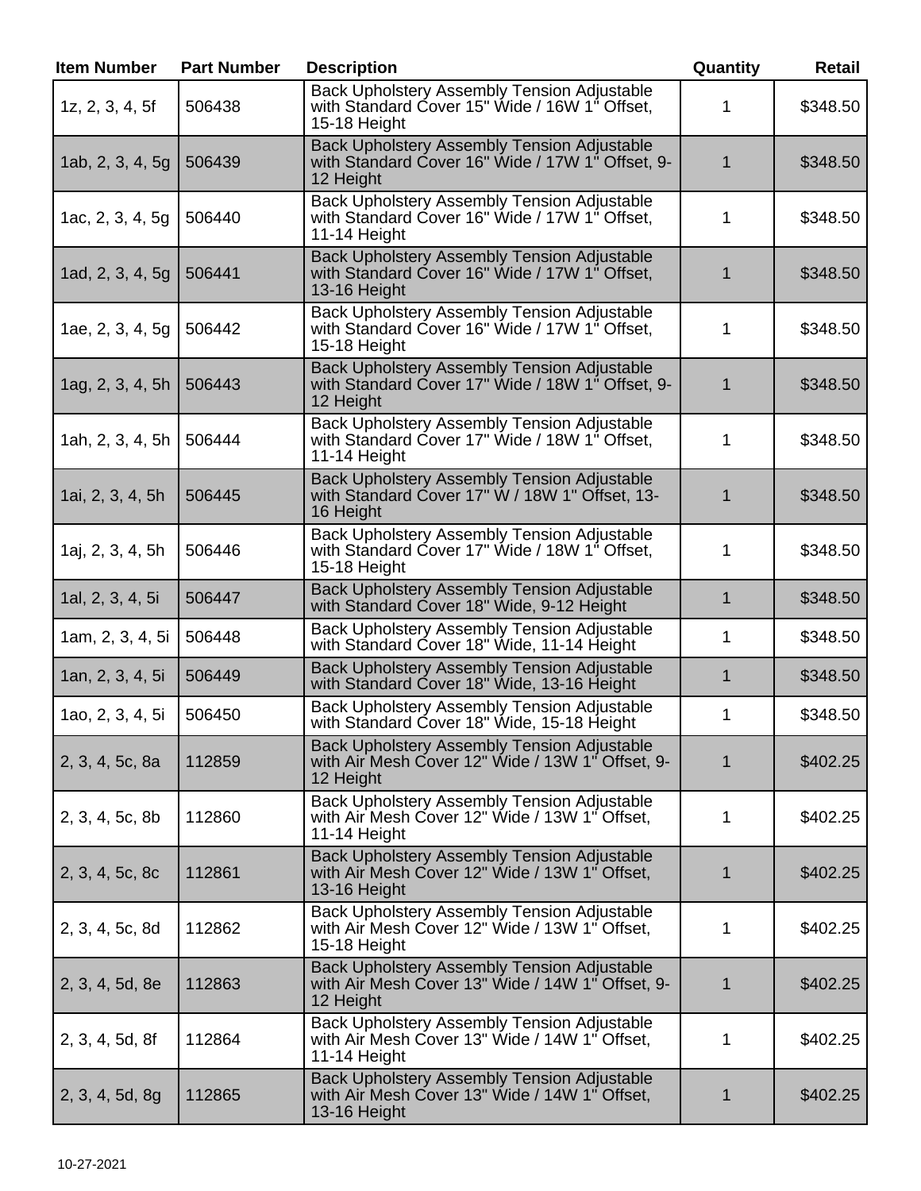| Item Number | Part Number | Description | Quantity | Retail |
|---|---|---|---|---|
| 1z, 2, 3, 4, 5f | 506438 | Back Upholstery Assembly Tension Adjustable with Standard Cover 15" Wide / 16W 1" Offset, 15-18 Height | 1 | $348.50 |
| 1ab, 2, 3, 4, 5g | 506439 | Back Upholstery Assembly Tension Adjustable with Standard Cover 16" Wide / 17W 1" Offset, 9-12 Height | 1 | $348.50 |
| 1ac, 2, 3, 4, 5g | 506440 | Back Upholstery Assembly Tension Adjustable with Standard Cover 16" Wide / 17W 1" Offset, 11-14 Height | 1 | $348.50 |
| 1ad, 2, 3, 4, 5g | 506441 | Back Upholstery Assembly Tension Adjustable with Standard Cover 16" Wide / 17W 1" Offset, 13-16 Height | 1 | $348.50 |
| 1ae, 2, 3, 4, 5g | 506442 | Back Upholstery Assembly Tension Adjustable with Standard Cover 16" Wide / 17W 1" Offset, 15-18 Height | 1 | $348.50 |
| 1ag, 2, 3, 4, 5h | 506443 | Back Upholstery Assembly Tension Adjustable with Standard Cover 17" Wide / 18W 1" Offset, 9-12 Height | 1 | $348.50 |
| 1ah, 2, 3, 4, 5h | 506444 | Back Upholstery Assembly Tension Adjustable with Standard Cover 17" Wide / 18W 1" Offset, 11-14 Height | 1 | $348.50 |
| 1ai, 2, 3, 4, 5h | 506445 | Back Upholstery Assembly Tension Adjustable with Standard Cover 17" W / 18W 1" Offset, 13-16 Height | 1 | $348.50 |
| 1aj, 2, 3, 4, 5h | 506446 | Back Upholstery Assembly Tension Adjustable with Standard Cover 17" Wide / 18W 1" Offset, 15-18 Height | 1 | $348.50 |
| 1al, 2, 3, 4, 5i | 506447 | Back Upholstery Assembly Tension Adjustable with Standard Cover 18" Wide, 9-12 Height | 1 | $348.50 |
| 1am, 2, 3, 4, 5i | 506448 | Back Upholstery Assembly Tension Adjustable with Standard Cover 18" Wide, 11-14 Height | 1 | $348.50 |
| 1an, 2, 3, 4, 5i | 506449 | Back Upholstery Assembly Tension Adjustable with Standard Cover 18" Wide, 13-16 Height | 1 | $348.50 |
| 1ao, 2, 3, 4, 5i | 506450 | Back Upholstery Assembly Tension Adjustable with Standard Cover 18" Wide, 15-18 Height | 1 | $348.50 |
| 2, 3, 4, 5c, 8a | 112859 | Back Upholstery Assembly Tension Adjustable with Air Mesh Cover 12" Wide / 13W 1" Offset, 9-12 Height | 1 | $402.25 |
| 2, 3, 4, 5c, 8b | 112860 | Back Upholstery Assembly Tension Adjustable with Air Mesh Cover 12" Wide / 13W 1" Offset, 11-14 Height | 1 | $402.25 |
| 2, 3, 4, 5c, 8c | 112861 | Back Upholstery Assembly Tension Adjustable with Air Mesh Cover 12" Wide / 13W 1" Offset, 13-16 Height | 1 | $402.25 |
| 2, 3, 4, 5c, 8d | 112862 | Back Upholstery Assembly Tension Adjustable with Air Mesh Cover 12" Wide / 13W 1" Offset, 15-18 Height | 1 | $402.25 |
| 2, 3, 4, 5d, 8e | 112863 | Back Upholstery Assembly Tension Adjustable with Air Mesh Cover 13" Wide / 14W 1" Offset, 9-12 Height | 1 | $402.25 |
| 2, 3, 4, 5d, 8f | 112864 | Back Upholstery Assembly Tension Adjustable with Air Mesh Cover 13" Wide / 14W 1" Offset, 11-14 Height | 1 | $402.25 |
| 2, 3, 4, 5d, 8g | 112865 | Back Upholstery Assembly Tension Adjustable with Air Mesh Cover 13" Wide / 14W 1" Offset, 13-16 Height | 1 | $402.25 |

10-27-2021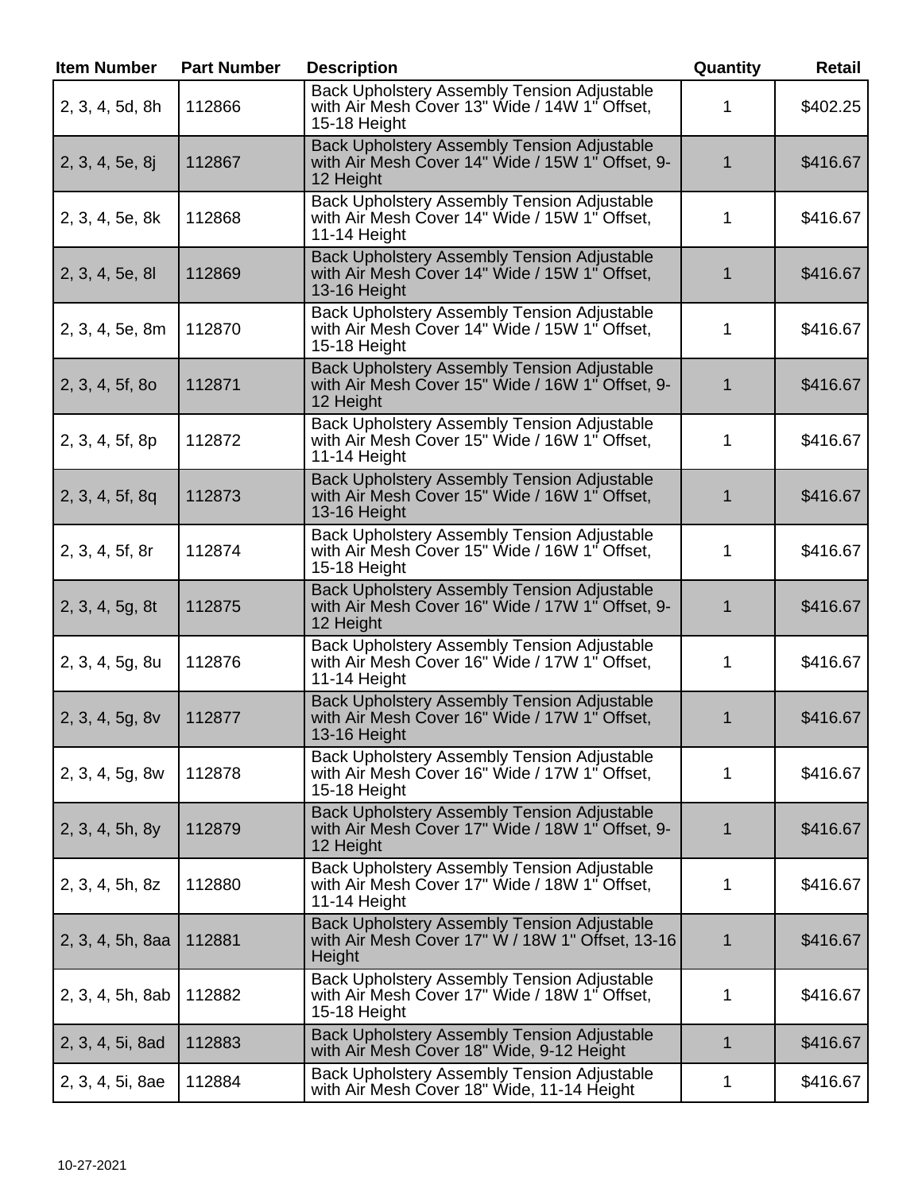| Item Number | Part Number | Description | Quantity | Retail |
|---|---|---|---|---|
| 2, 3, 4, 5d, 8h | 112866 | Back Upholstery Assembly Tension Adjustable with Air Mesh Cover 13" Wide / 14W 1" Offset, 15-18 Height | 1 | $402.25 |
| 2, 3, 4, 5e, 8j | 112867 | Back Upholstery Assembly Tension Adjustable with Air Mesh Cover 14" Wide / 15W 1" Offset, 9-12 Height | 1 | $416.67 |
| 2, 3, 4, 5e, 8k | 112868 | Back Upholstery Assembly Tension Adjustable with Air Mesh Cover 14" Wide / 15W 1" Offset, 11-14 Height | 1 | $416.67 |
| 2, 3, 4, 5e, 8l | 112869 | Back Upholstery Assembly Tension Adjustable with Air Mesh Cover 14" Wide / 15W 1" Offset, 13-16 Height | 1 | $416.67 |
| 2, 3, 4, 5e, 8m | 112870 | Back Upholstery Assembly Tension Adjustable with Air Mesh Cover 14" Wide / 15W 1" Offset, 15-18 Height | 1 | $416.67 |
| 2, 3, 4, 5f, 8o | 112871 | Back Upholstery Assembly Tension Adjustable with Air Mesh Cover 15" Wide / 16W 1" Offset, 9-12 Height | 1 | $416.67 |
| 2, 3, 4, 5f, 8p | 112872 | Back Upholstery Assembly Tension Adjustable with Air Mesh Cover 15" Wide / 16W 1" Offset, 11-14 Height | 1 | $416.67 |
| 2, 3, 4, 5f, 8q | 112873 | Back Upholstery Assembly Tension Adjustable with Air Mesh Cover 15" Wide / 16W 1" Offset, 13-16 Height | 1 | $416.67 |
| 2, 3, 4, 5f, 8r | 112874 | Back Upholstery Assembly Tension Adjustable with Air Mesh Cover 15" Wide / 16W 1" Offset, 15-18 Height | 1 | $416.67 |
| 2, 3, 4, 5g, 8t | 112875 | Back Upholstery Assembly Tension Adjustable with Air Mesh Cover 16" Wide / 17W 1" Offset, 9-12 Height | 1 | $416.67 |
| 2, 3, 4, 5g, 8u | 112876 | Back Upholstery Assembly Tension Adjustable with Air Mesh Cover 16" Wide / 17W 1" Offset, 11-14 Height | 1 | $416.67 |
| 2, 3, 4, 5g, 8v | 112877 | Back Upholstery Assembly Tension Adjustable with Air Mesh Cover 16" Wide / 17W 1" Offset, 13-16 Height | 1 | $416.67 |
| 2, 3, 4, 5g, 8w | 112878 | Back Upholstery Assembly Tension Adjustable with Air Mesh Cover 16" Wide / 17W 1" Offset, 15-18 Height | 1 | $416.67 |
| 2, 3, 4, 5h, 8y | 112879 | Back Upholstery Assembly Tension Adjustable with Air Mesh Cover 17" Wide / 18W 1" Offset, 9-12 Height | 1 | $416.67 |
| 2, 3, 4, 5h, 8z | 112880 | Back Upholstery Assembly Tension Adjustable with Air Mesh Cover 17" Wide / 18W 1" Offset, 11-14 Height | 1 | $416.67 |
| 2, 3, 4, 5h, 8aa | 112881 | Back Upholstery Assembly Tension Adjustable with Air Mesh Cover 17" W / 18W 1" Offset, 13-16 Height | 1 | $416.67 |
| 2, 3, 4, 5h, 8ab | 112882 | Back Upholstery Assembly Tension Adjustable with Air Mesh Cover 17" Wide / 18W 1" Offset, 15-18 Height | 1 | $416.67 |
| 2, 3, 4, 5i, 8ad | 112883 | Back Upholstery Assembly Tension Adjustable with Air Mesh Cover 18" Wide, 9-12 Height | 1 | $416.67 |
| 2, 3, 4, 5i, 8ae | 112884 | Back Upholstery Assembly Tension Adjustable with Air Mesh Cover 18" Wide, 11-14 Height | 1 | $416.67 |

10-27-2021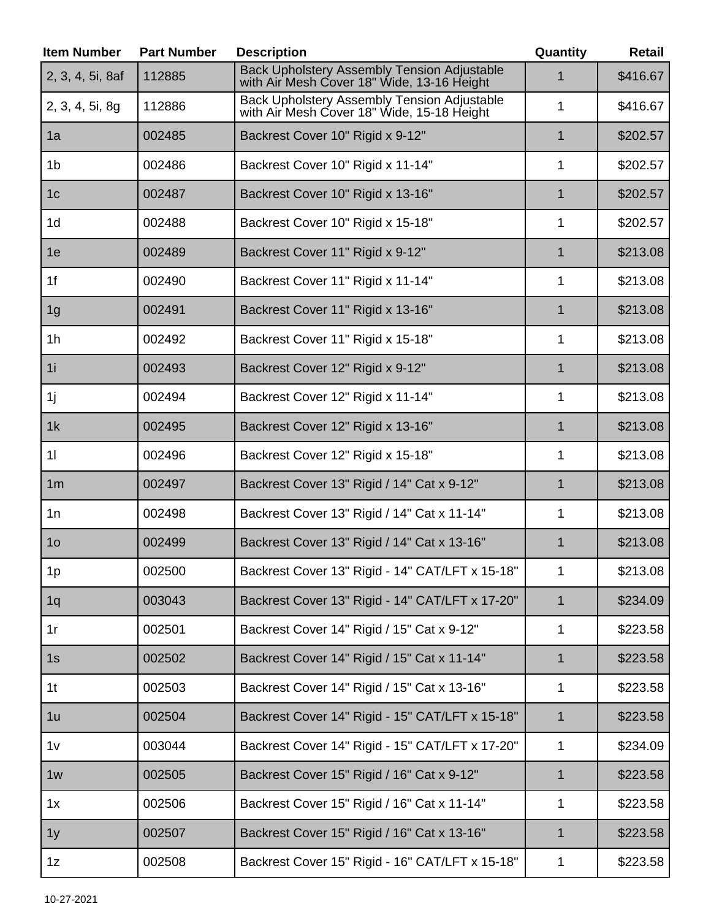| Item Number | Part Number | Description | Quantity | Retail |
|---|---|---|---|---|
| 2, 3, 4, 5i, 8af | 112885 | Back Upholstery Assembly Tension Adjustable with Air Mesh Cover 18" Wide, 13-16 Height | 1 | $416.67 |
| 2, 3, 4, 5i, 8g | 112886 | Back Upholstery Assembly Tension Adjustable with Air Mesh Cover 18" Wide, 15-18 Height | 1 | $416.67 |
| 1a | 002485 | Backrest Cover 10" Rigid x 9-12" | 1 | $202.57 |
| 1b | 002486 | Backrest Cover 10" Rigid x 11-14" | 1 | $202.57 |
| 1c | 002487 | Backrest Cover 10" Rigid x 13-16" | 1 | $202.57 |
| 1d | 002488 | Backrest Cover 10" Rigid x 15-18" | 1 | $202.57 |
| 1e | 002489 | Backrest Cover 11" Rigid x 9-12" | 1 | $213.08 |
| 1f | 002490 | Backrest Cover 11" Rigid x 11-14" | 1 | $213.08 |
| 1g | 002491 | Backrest Cover 11" Rigid x 13-16" | 1 | $213.08 |
| 1h | 002492 | Backrest Cover 11" Rigid x 15-18" | 1 | $213.08 |
| 1i | 002493 | Backrest Cover 12" Rigid x 9-12" | 1 | $213.08 |
| 1j | 002494 | Backrest Cover 12" Rigid x 11-14" | 1 | $213.08 |
| 1k | 002495 | Backrest Cover 12" Rigid x 13-16" | 1 | $213.08 |
| 1l | 002496 | Backrest Cover 12" Rigid x 15-18" | 1 | $213.08 |
| 1m | 002497 | Backrest Cover 13" Rigid / 14" Cat x 9-12" | 1 | $213.08 |
| 1n | 002498 | Backrest Cover 13" Rigid / 14" Cat x 11-14" | 1 | $213.08 |
| 1o | 002499 | Backrest Cover 13" Rigid / 14" Cat x 13-16" | 1 | $213.08 |
| 1p | 002500 | Backrest Cover 13" Rigid - 14" CAT/LFT x 15-18" | 1 | $213.08 |
| 1q | 003043 | Backrest Cover 13" Rigid - 14" CAT/LFT x 17-20" | 1 | $234.09 |
| 1r | 002501 | Backrest Cover 14" Rigid / 15" Cat x 9-12" | 1 | $223.58 |
| 1s | 002502 | Backrest Cover 14" Rigid / 15" Cat x 11-14" | 1 | $223.58 |
| 1t | 002503 | Backrest Cover 14" Rigid / 15" Cat x 13-16" | 1 | $223.58 |
| 1u | 002504 | Backrest Cover 14" Rigid - 15" CAT/LFT x 15-18" | 1 | $223.58 |
| 1v | 003044 | Backrest Cover 14" Rigid - 15" CAT/LFT x 17-20" | 1 | $234.09 |
| 1w | 002505 | Backrest Cover 15" Rigid / 16" Cat x 9-12" | 1 | $223.58 |
| 1x | 002506 | Backrest Cover 15" Rigid / 16" Cat x 11-14" | 1 | $223.58 |
| 1y | 002507 | Backrest Cover 15" Rigid / 16" Cat x 13-16" | 1 | $223.58 |
| 1z | 002508 | Backrest Cover 15" Rigid - 16" CAT/LFT x 15-18" | 1 | $223.58 |

10-27-2021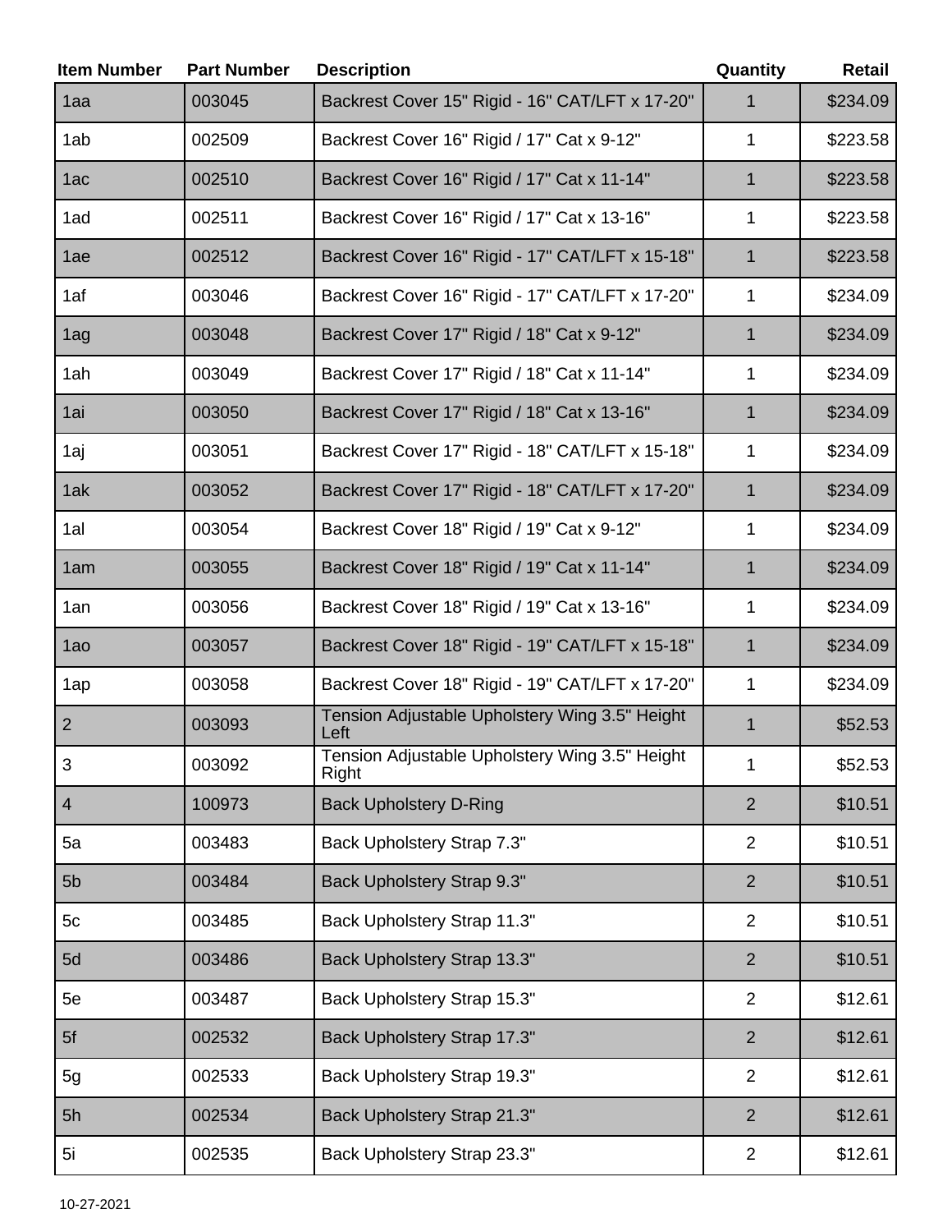| Item Number | Part Number | Description | Quantity | Retail |
| --- | --- | --- | --- | --- |
| 1aa | 003045 | Backrest Cover 15" Rigid - 16" CAT/LFT x 17-20" | 1 | $234.09 |
| 1ab | 002509 | Backrest Cover 16" Rigid / 17" Cat x 9-12" | 1 | $223.58 |
| 1ac | 002510 | Backrest Cover 16" Rigid / 17" Cat x 11-14" | 1 | $223.58 |
| 1ad | 002511 | Backrest Cover 16" Rigid / 17" Cat x 13-16" | 1 | $223.58 |
| 1ae | 002512 | Backrest Cover 16" Rigid - 17" CAT/LFT x 15-18" | 1 | $223.58 |
| 1af | 003046 | Backrest Cover 16" Rigid - 17" CAT/LFT x 17-20" | 1 | $234.09 |
| 1ag | 003048 | Backrest Cover 17" Rigid / 18" Cat x 9-12" | 1 | $234.09 |
| 1ah | 003049 | Backrest Cover 17" Rigid / 18" Cat x 11-14" | 1 | $234.09 |
| 1ai | 003050 | Backrest Cover 17" Rigid / 18" Cat x 13-16" | 1 | $234.09 |
| 1aj | 003051 | Backrest Cover 17" Rigid - 18" CAT/LFT x 15-18" | 1 | $234.09 |
| 1ak | 003052 | Backrest Cover 17" Rigid - 18" CAT/LFT x 17-20" | 1 | $234.09 |
| 1al | 003054 | Backrest Cover 18" Rigid / 19" Cat x 9-12" | 1 | $234.09 |
| 1am | 003055 | Backrest Cover 18" Rigid / 19" Cat x 11-14" | 1 | $234.09 |
| 1an | 003056 | Backrest Cover 18" Rigid / 19" Cat x 13-16" | 1 | $234.09 |
| 1ao | 003057 | Backrest Cover 18" Rigid - 19" CAT/LFT x 15-18" | 1 | $234.09 |
| 1ap | 003058 | Backrest Cover 18" Rigid - 19" CAT/LFT x 17-20" | 1 | $234.09 |
| 2 | 003093 | Tension Adjustable Upholstery Wing 3.5" Height Left | 1 | $52.53 |
| 3 | 003092 | Tension Adjustable Upholstery Wing 3.5" Height Right | 1 | $52.53 |
| 4 | 100973 | Back Upholstery D-Ring | 2 | $10.51 |
| 5a | 003483 | Back Upholstery Strap 7.3" | 2 | $10.51 |
| 5b | 003484 | Back Upholstery Strap 9.3" | 2 | $10.51 |
| 5c | 003485 | Back Upholstery Strap 11.3" | 2 | $10.51 |
| 5d | 003486 | Back Upholstery Strap 13.3" | 2 | $10.51 |
| 5e | 003487 | Back Upholstery Strap 15.3" | 2 | $12.61 |
| 5f | 002532 | Back Upholstery Strap 17.3" | 2 | $12.61 |
| 5g | 002533 | Back Upholstery Strap 19.3" | 2 | $12.61 |
| 5h | 002534 | Back Upholstery Strap 21.3" | 2 | $12.61 |
| 5i | 002535 | Back Upholstery Strap 23.3" | 2 | $12.61 |

10-27-2021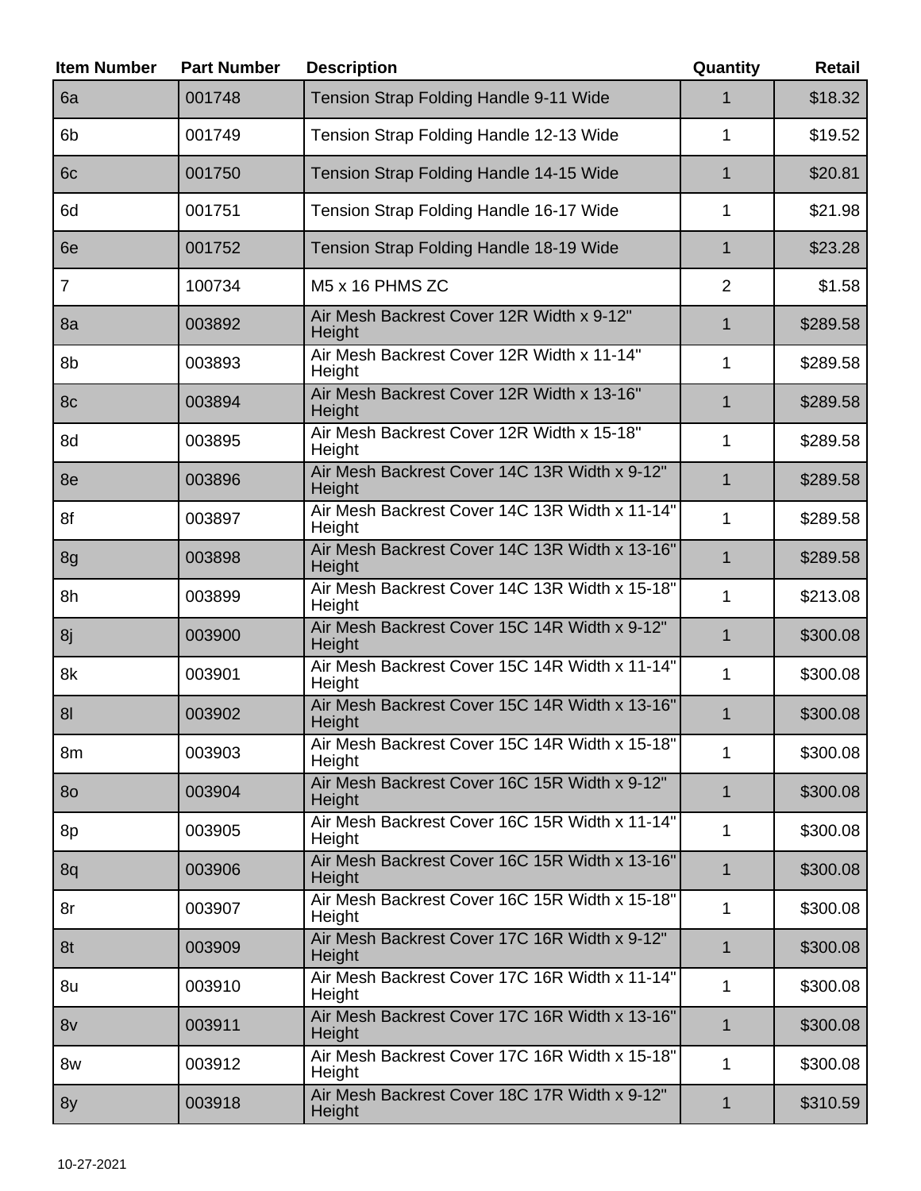| Item Number | Part Number | Description | Quantity | Retail |
|---|---|---|---|---|
| 6a | 001748 | Tension Strap Folding Handle 9-11 Wide | 1 | $18.32 |
| 6b | 001749 | Tension Strap Folding Handle 12-13 Wide | 1 | $19.52 |
| 6c | 001750 | Tension Strap Folding Handle 14-15 Wide | 1 | $20.81 |
| 6d | 001751 | Tension Strap Folding Handle 16-17 Wide | 1 | $21.98 |
| 6e | 001752 | Tension Strap Folding Handle 18-19 Wide | 1 | $23.28 |
| 7 | 100734 | M5 x 16 PHMS ZC | 2 | $1.58 |
| 8a | 003892 | Air Mesh Backrest Cover 12R Width x 9-12" Height | 1 | $289.58 |
| 8b | 003893 | Air Mesh Backrest Cover 12R Width x 11-14" Height | 1 | $289.58 |
| 8c | 003894 | Air Mesh Backrest Cover 12R Width x 13-16" Height | 1 | $289.58 |
| 8d | 003895 | Air Mesh Backrest Cover 12R Width x 15-18" Height | 1 | $289.58 |
| 8e | 003896 | Air Mesh Backrest Cover 14C 13R Width x 9-12" Height | 1 | $289.58 |
| 8f | 003897 | Air Mesh Backrest Cover 14C 13R Width x 11-14" Height | 1 | $289.58 |
| 8g | 003898 | Air Mesh Backrest Cover 14C 13R Width x 13-16" Height | 1 | $289.58 |
| 8h | 003899 | Air Mesh Backrest Cover 14C 13R Width x 15-18" Height | 1 | $213.08 |
| 8j | 003900 | Air Mesh Backrest Cover 15C 14R Width x 9-12" Height | 1 | $300.08 |
| 8k | 003901 | Air Mesh Backrest Cover 15C 14R Width x 11-14" Height | 1 | $300.08 |
| 8l | 003902 | Air Mesh Backrest Cover 15C 14R Width x 13-16" Height | 1 | $300.08 |
| 8m | 003903 | Air Mesh Backrest Cover 15C 14R Width x 15-18" Height | 1 | $300.08 |
| 8o | 003904 | Air Mesh Backrest Cover 16C 15R Width x 9-12" Height | 1 | $300.08 |
| 8p | 003905 | Air Mesh Backrest Cover 16C 15R Width x 11-14" Height | 1 | $300.08 |
| 8q | 003906 | Air Mesh Backrest Cover 16C 15R Width x 13-16" Height | 1 | $300.08 |
| 8r | 003907 | Air Mesh Backrest Cover 16C 15R Width x 15-18" Height | 1 | $300.08 |
| 8t | 003909 | Air Mesh Backrest Cover 17C 16R Width x 9-12" Height | 1 | $300.08 |
| 8u | 003910 | Air Mesh Backrest Cover 17C 16R Width x 11-14" Height | 1 | $300.08 |
| 8v | 003911 | Air Mesh Backrest Cover 17C 16R Width x 13-16" Height | 1 | $300.08 |
| 8w | 003912 | Air Mesh Backrest Cover 17C 16R Width x 15-18" Height | 1 | $300.08 |
| 8y | 003918 | Air Mesh Backrest Cover 18C 17R Width x 9-12" Height | 1 | $310.59 |

10-27-2021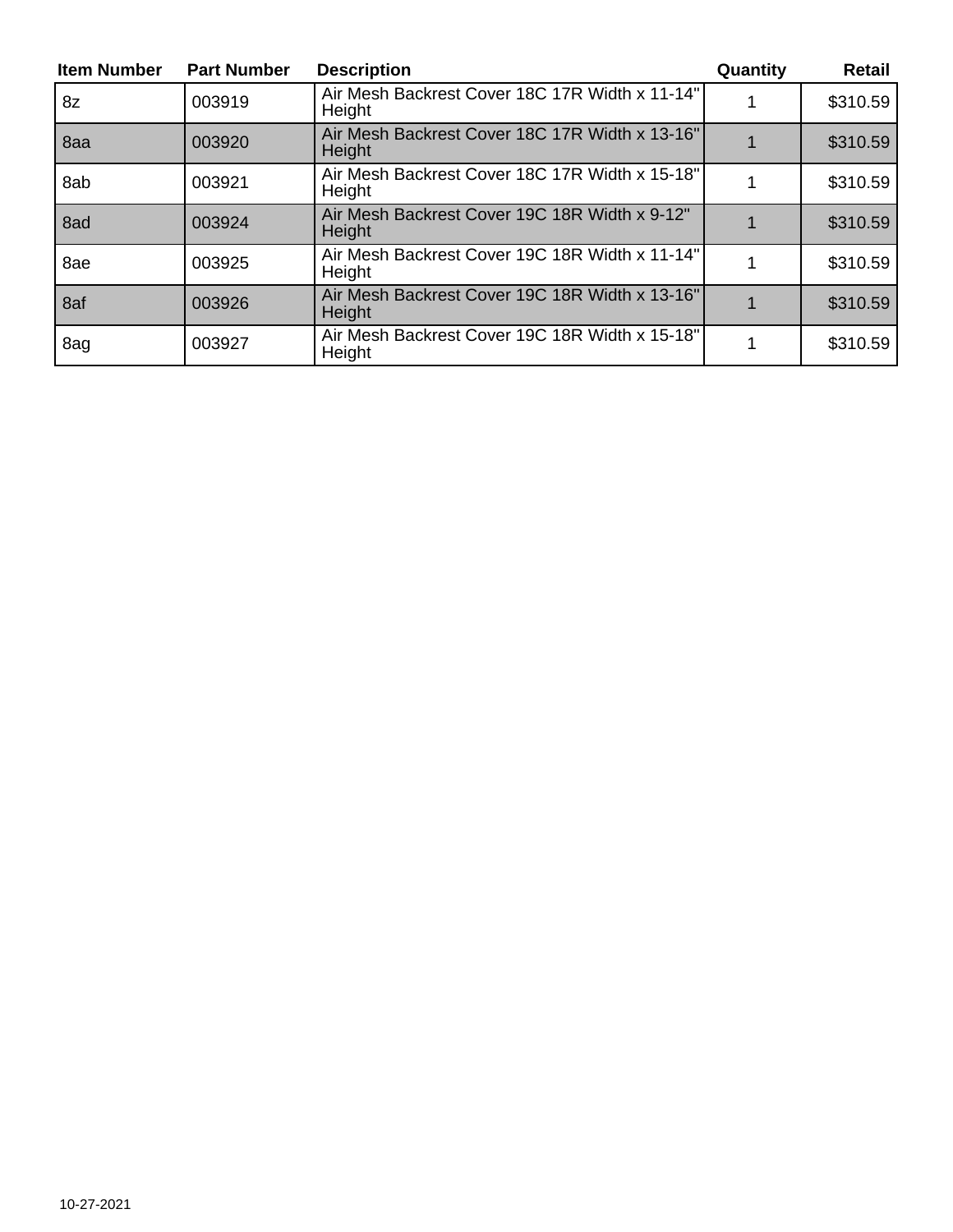| Item Number | Part Number | Description | Quantity | Retail |
|---|---|---|---|---|
| 8z | 003919 | Air Mesh Backrest Cover 18C 17R Width x 11-14" Height | 1 | $310.59 |
| 8aa | 003920 | Air Mesh Backrest Cover 18C 17R Width x 13-16" Height | 1 | $310.59 |
| 8ab | 003921 | Air Mesh Backrest Cover 18C 17R Width x 15-18" Height | 1 | $310.59 |
| 8ad | 003924 | Air Mesh Backrest Cover 19C 18R Width x 9-12" Height | 1 | $310.59 |
| 8ae | 003925 | Air Mesh Backrest Cover 19C 18R Width x 11-14" Height | 1 | $310.59 |
| 8af | 003926 | Air Mesh Backrest Cover 19C 18R Width x 13-16" Height | 1 | $310.59 |
| 8ag | 003927 | Air Mesh Backrest Cover 19C 18R Width x 15-18" Height | 1 | $310.59 |

10-27-2021